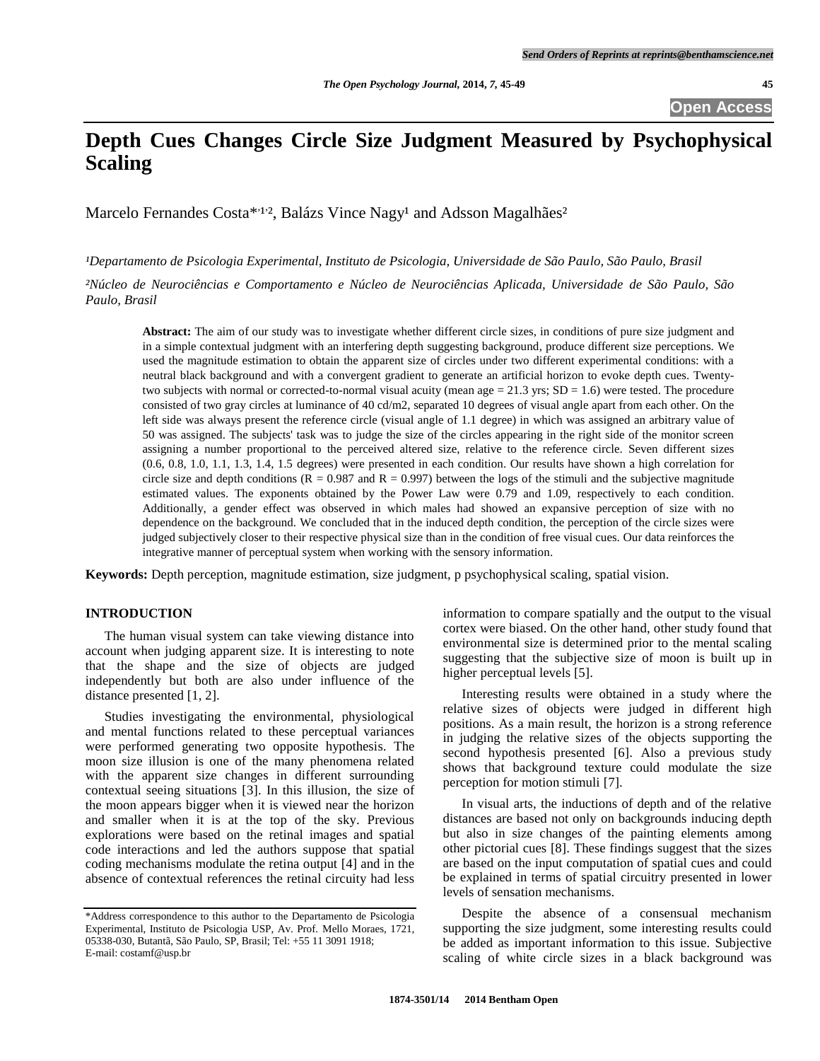# Depth Cues Changes Circle Size Judgment Measured by Psychophysical Scaling

Marcelo Fernandes Costa*[1,2], Balázs Vince Nagy[1] and Adsson Magalhães[2]

[1]*Departamento de Psicologia Experimental, Instituto de Psicologia, Universidade de São Paulo, São Paulo, Brasil*

[2]*Núcleo de Neurociências e Comportamento e Núcleo de Neurociências Aplicada, Universidade de São Paulo, São Paulo, Brasil*

**Abstract:** The aim of our study was to investigate whether different circle sizes, in conditions of pure size judgment and in a simple contextual judgment with an interfering depth suggesting background, produce different size perceptions. We used the magnitude estimation to obtain the apparent size of circles under two different experimental conditions: with a neutral black background and with a convergent gradient to generate an artificial horizon to evoke depth cues. Twenty-two subjects with normal or corrected-to-normal visual acuity (mean age = 21.3 yrs; SD = 1.6) were tested. The procedure consisted of two gray circles at luminance of 40 cd/m2, separated 10 degrees of visual angle apart from each other. On the left side was always present the reference circle (visual angle of 1.1 degree) in which was assigned an arbitrary value of 50 was assigned. The subjects' task was to judge the size of the circles appearing in the right side of the monitor screen assigning a number proportional to the perceived altered size, relative to the reference circle. Seven different sizes (0.6, 0.8, 1.0, 1.1, 1.3, 1.4, 1.5 degrees) were presented in each condition. Our results have shown a high correlation for circle size and depth conditions (R = 0.987 and R = 0.997) between the logs of the stimuli and the subjective magnitude estimated values. The exponents obtained by the Power Law were 0.79 and 1.09, respectively to each condition. Additionally, a gender effect was observed in which males had showed an expansive perception of size with no dependence on the background. We concluded that in the induced depth condition, the perception of the circle sizes were judged subjectively closer to their respective physical size than in the condition of free visual cues. Our data reinforces the integrative manner of perceptual system when working with the sensory information.

**Keywords:** Depth perception, magnitude estimation, size judgment, p psychophysical scaling, spatial vision.

## INTRODUCTION

The human visual system can take viewing distance into account when judging apparent size. It is interesting to note that the shape and the size of objects are judged independently but both are also under influence of the distance presented [1, 2].

Studies investigating the environmental, physiological and mental functions related to these perceptual variances were performed generating two opposite hypothesis. The moon size illusion is one of the many phenomena related with the apparent size changes in different surrounding contextual seeing situations [3]. In this illusion, the size of the moon appears bigger when it is viewed near the horizon and smaller when it is at the top of the sky. Previous explorations were based on the retinal images and spatial code interactions and led the authors suppose that spatial coding mechanisms modulate the retina output [4] and in the absence of contextual references the retinal circuity had less information to compare spatially and the output to the visual cortex were biased. On the other hand, other study found that environmental size is determined prior to the mental scaling suggesting that the subjective size of moon is built up in higher perceptual levels [5].

Interesting results were obtained in a study where the relative sizes of objects were judged in different high positions. As a main result, the horizon is a strong reference in judging the relative sizes of the objects supporting the second hypothesis presented [6]. Also a previous study shows that background texture could modulate the size perception for motion stimuli [7].

In visual arts, the inductions of depth and of the relative distances are based not only on backgrounds inducing depth but also in size changes of the painting elements among other pictorial cues [8]. These findings suggest that the sizes are based on the input computation of spatial cues and could be explained in terms of spatial circuitry presented in lower levels of sensation mechanisms.

Despite the absence of a consensual mechanism supporting the size judgment, some interesting results could be added as important information to this issue. Subjective scaling of white circle sizes in a black background was

*Address correspondence to this author to the Departamento de Psicologia Experimental, Instituto de Psicologia USP, Av. Prof. Mello Moraes, 1721, 05338-030, Butantã, São Paulo, SP, Brasil; Tel: +55 11 3091 1918; E-mail: costamf@usp.br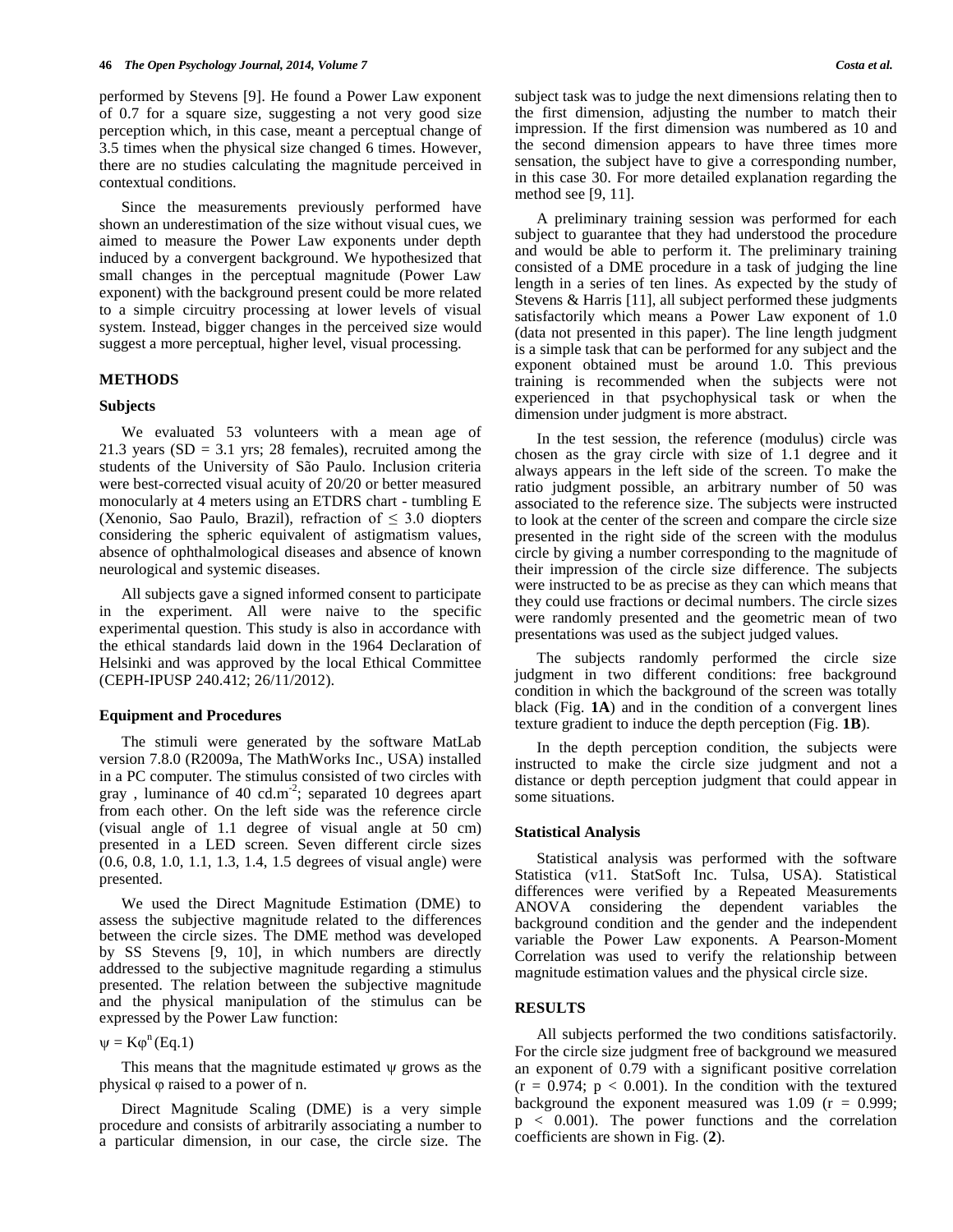performed by Stevens [9]. He found a Power Law exponent of 0.7 for a square size, suggesting a not very good size perception which, in this case, meant a perceptual change of 3.5 times when the physical size changed 6 times. However, there are no studies calculating the magnitude perceived in contextual conditions.

Since the measurements previously performed have shown an underestimation of the size without visual cues, we aimed to measure the Power Law exponents under depth induced by a convergent background. We hypothesized that small changes in the perceptual magnitude (Power Law exponent) with the background present could be more related to a simple circuitry processing at lower levels of visual system. Instead, bigger changes in the perceived size would suggest a more perceptual, higher level, visual processing.

## METHODS

### Subjects

We evaluated 53 volunteers with a mean age of 21.3 years (SD = 3.1 yrs; 28 females), recruited among the students of the University of São Paulo. Inclusion criteria were best-corrected visual acuity of 20/20 or better measured monocularly at 4 meters using an ETDRS chart - tumbling E (Xenonio, Sao Paulo, Brazil), refraction of $\leq$ 3.0 diopters considering the spheric equivalent of astigmatism values, absence of ophthalmological diseases and absence of known neurological and systemic diseases.

All subjects gave a signed informed consent to participate in the experiment. All were naive to the specific experimental question. This study is also in accordance with the ethical standards laid down in the 1964 Declaration of Helsinki and was approved by the local Ethical Committee (CEPH-IPUSP 240.412; 26/11/2012).

### Equipment and Procedures

The stimuli were generated by the software MatLab version 7.8.0 (R2009a, The MathWorks Inc., USA) installed in a PC computer. The stimulus consisted of two circles with gray , luminance of 40 cd.m$^{-2}$; separated 10 degrees apart from each other. On the left side was the reference circle (visual angle of 1.1 degree of visual angle at 50 cm) presented in a LED screen. Seven different circle sizes (0.6, 0.8, 1.0, 1.1, 1.3, 1.4, 1.5 degrees of visual angle) were presented.

We used the Direct Magnitude Estimation (DME) to assess the subjective magnitude related to the differences between the circle sizes. The DME method was developed by SS Stevens [9, 10], in which numbers are directly addressed to the subjective magnitude regarding a stimulus presented. The relation between the subjective magnitude and the physical manipulation of the stimulus can be expressed by the Power Law function:

$\psi = K\varphi^n$ (Eq.1)

This means that the magnitude estimated $\psi$ grows as the physical $\varphi$ raised to a power of n.

Direct Magnitude Scaling (DME) is a very simple procedure and consists of arbitrarily associating a number to a particular dimension, in our case, the circle size. The subject task was to judge the next dimensions relating then to the first dimension, adjusting the number to match their impression. If the first dimension was numbered as 10 and the second dimension appears to have three times more sensation, the subject have to give a corresponding number, in this case 30. For more detailed explanation regarding the method see [9, 11].

A preliminary training session was performed for each subject to guarantee that they had understood the procedure and would be able to perform it. The preliminary training consisted of a DME procedure in a task of judging the line length in a series of ten lines. As expected by the study of Stevens & Harris [11], all subject performed these judgments satisfactorily which means a Power Law exponent of 1.0 (data not presented in this paper). The line length judgment is a simple task that can be performed for any subject and the exponent obtained must be around 1.0. This previous training is recommended when the subjects were not experienced in that psychophysical task or when the dimension under judgment is more abstract.

In the test session, the reference (modulus) circle was chosen as the gray circle with size of 1.1 degree and it always appears in the left side of the screen. To make the ratio judgment possible, an arbitrary number of 50 was associated to the reference size. The subjects were instructed to look at the center of the screen and compare the circle size presented in the right side of the screen with the modulus circle by giving a number corresponding to the magnitude of their impression of the circle size difference. The subjects were instructed to be as precise as they can which means that they could use fractions or decimal numbers. The circle sizes were randomly presented and the geometric mean of two presentations was used as the subject judged values.

The subjects randomly performed the circle size judgment in two different conditions: free background condition in which the background of the screen was totally black (Fig. **1A**) and in the condition of a convergent lines texture gradient to induce the depth perception (Fig. **1B**).

In the depth perception condition, the subjects were instructed to make the circle size judgment and not a distance or depth perception judgment that could appear in some situations.

### Statistical Analysis

Statistical analysis was performed with the software Statistica (v11. StatSoft Inc. Tulsa, USA). Statistical differences were verified by a Repeated Measurements ANOVA considering the dependent variables the background condition and the gender and the independent variable the Power Law exponents. A Pearson-Moment Correlation was used to verify the relationship between magnitude estimation values and the physical circle size.

## RESULTS

All subjects performed the two conditions satisfactorily. For the circle size judgment free of background we measured an exponent of 0.79 with a significant positive correlation ($r = 0.974$; $p < 0.001$). In the condition with the textured background the exponent measured was 1.09 ($r = 0.999$; $p < 0.001$). The power functions and the correlation coefficients are shown in Fig. (**2**).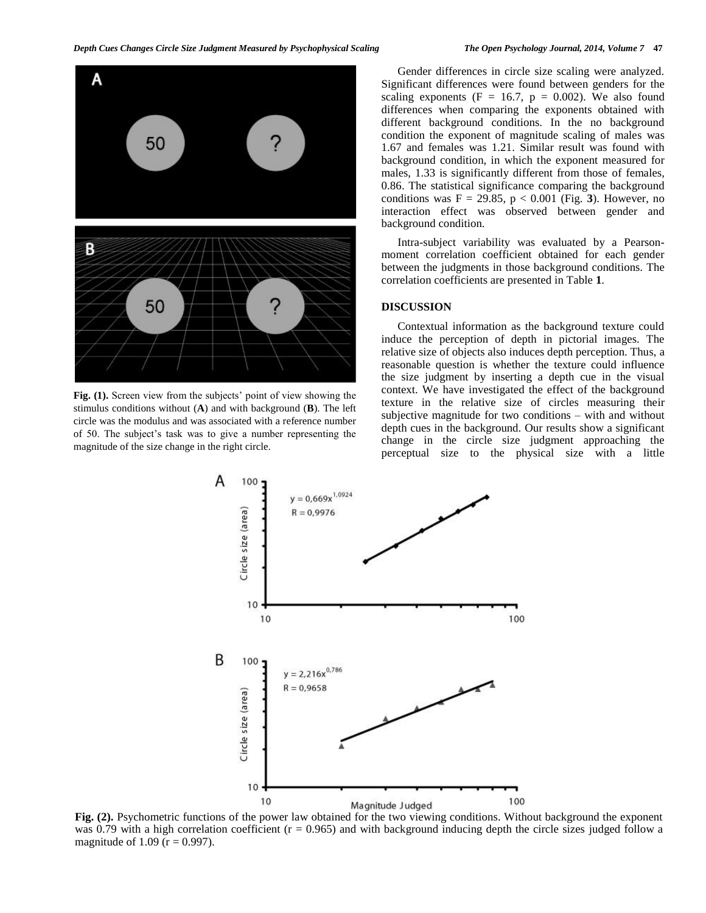Fig. (1). Screen view from the subjects' point of view showing the stimulus conditions without (**A**) and with background (**B**). The left circle was the modulus and was associated with a reference number of 50. The subject's task was to give a number representing the magnitude of the size change in the right circle.

Gender differences in circle size scaling were analyzed. Significant differences were found between genders for the scaling exponents ($F = 16.7$, $p = 0.002$). We also found differences when comparing the exponents obtained with different background conditions. In the no background condition the exponent of magnitude scaling of males was 1.67 and females was 1.21. Similar result was found with background condition, in which the exponent measured for males, 1.33 is significantly different from those of females, 0.86. The statistical significance comparing the background conditions was $F = 29.85$, $p < 0.001$ (Fig. **3**). However, no interaction effect was observed between gender and background condition.

Intra-subject variability was evaluated by a Pearson-moment correlation coefficient obtained for each gender between the judgments in those background conditions. The correlation coefficients are presented in Table **1**.

## DISCUSSION

Contextual information as the background texture could induce the perception of depth in pictorial images. The relative size of objects also induces depth perception. Thus, a reasonable question is whether the texture could influence the size judgment by inserting a depth cue in the visual context. We have investigated the effect of the background texture in the relative size of circles measuring their subjective magnitude for two conditions – with and without depth cues in the background. Our results show a significant change in the circle size judgment approaching the perceptual size to the physical size with a little

Fig. (2). Psychometric functions of the power law obtained for the two viewing conditions. Without background the exponent was 0.79 with a high correlation coefficient ($r = 0.965$) and with background inducing depth the circle sizes judged follow a magnitude of 1.09 ($r = 0.997$).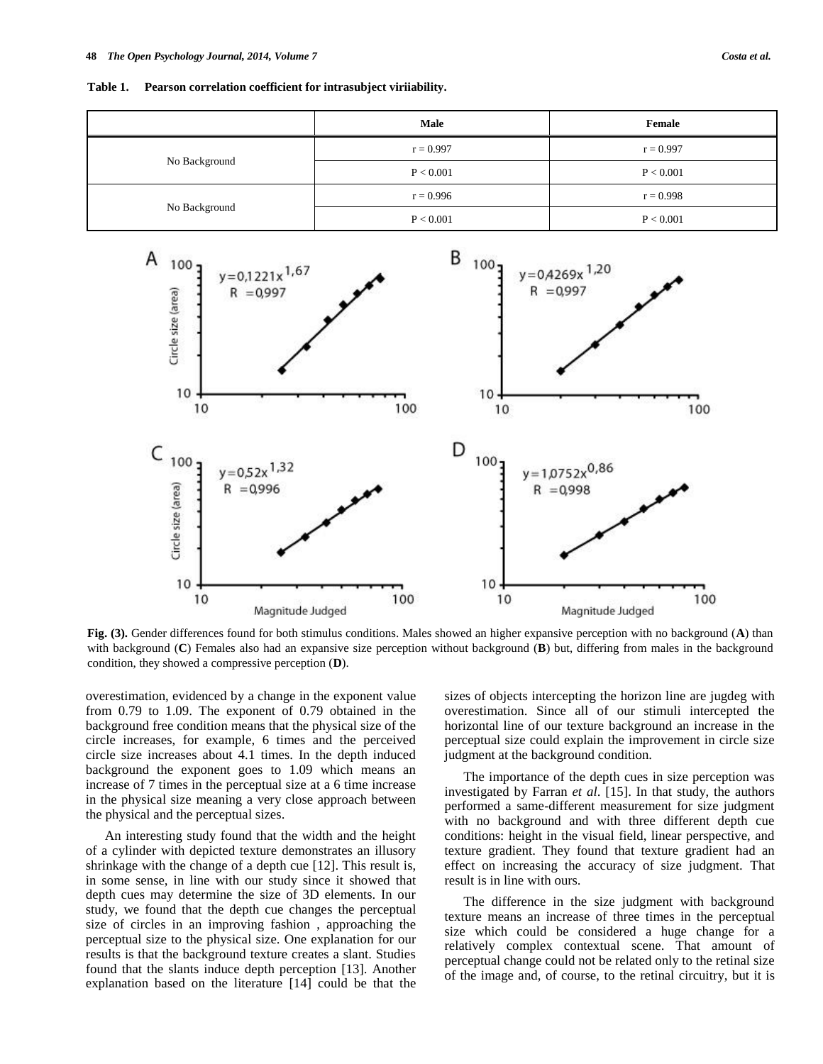**Table 1. Pearson correlation coefficient for intrasubject viriiability.**

| | Male | Female |
|---|---|---|
| No Background | r = 0.997 | r = 0.997 |
| | P < 0.001 | P < 0.001 |
| No Background | r = 0.996 | r = 0.998 |
| | P < 0.001 | P < 0.001 |

**Fig. (3).** Gender differences found for both stimulus conditions. Males showed an higher expansive perception with no background (**A**) than with background (**C**) Females also had an expansive size perception without background (**B**) but, differing from males in the background condition, they showed a compressive perception (**D**).

overestimation, evidenced by a change in the exponent value from 0.79 to 1.09. The exponent of 0.79 obtained in the background free condition means that the physical size of the circle increases, for example, 6 times and the perceived circle size increases about 4.1 times. In the depth induced background the exponent goes to 1.09 which means an increase of 7 times in the perceptual size at a 6 time increase in the physical size meaning a very close approach between the physical and the perceptual sizes.

An interesting study found that the width and the height of a cylinder with depicted texture demonstrates an illusory shrinkage with the change of a depth cue [12]. This result is, in some sense, in line with our study since it showed that depth cues may determine the size of 3D elements. In our study, we found that the depth cue changes the perceptual size of circles in an improving fashion , approaching the perceptual size to the physical size. One explanation for our results is that the background texture creates a slant. Studies found that the slants induce depth perception [13]. Another explanation based on the literature [14] could be that the sizes of objects intercepting the horizon line are jugdeg with overestimation. Since all of our stimuli intercepted the horizontal line of our texture background an increase in the perceptual size could explain the improvement in circle size judgment at the background condition.

The importance of the depth cues in size perception was investigated by Farran *et al*. [15]. In that study, the authors performed a same-different measurement for size judgment with no background and with three different depth cue conditions: height in the visual field, linear perspective, and texture gradient. They found that texture gradient had an effect on increasing the accuracy of size judgment. That result is in line with ours.

The difference in the size judgment with background texture means an increase of three times in the perceptual size which could be considered a huge change for a relatively complex contextual scene. That amount of perceptual change could not be related only to the retinal size of the image and, of course, to the retinal circuitry, but it is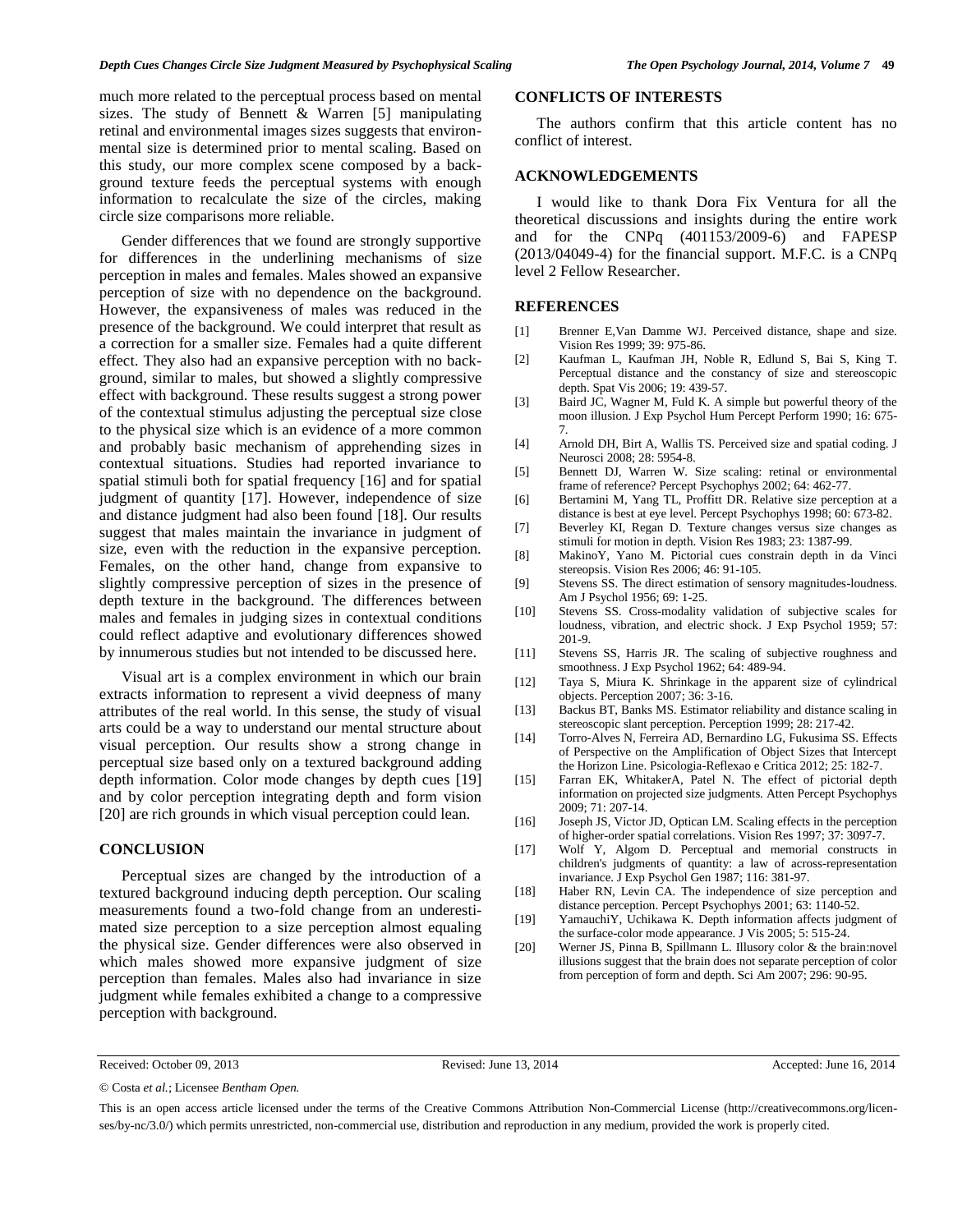much more related to the perceptual process based on mental sizes. The study of Bennett & Warren [5] manipulating retinal and environmental images sizes suggests that environmental size is determined prior to mental scaling. Based on this study, our more complex scene composed by a background texture feeds the perceptual systems with enough information to recalculate the size of the circles, making circle size comparisons more reliable.

Gender differences that we found are strongly supportive for differences in the underlining mechanisms of size perception in males and females. Males showed an expansive perception of size with no dependence on the background. However, the expansiveness of males was reduced in the presence of the background. We could interpret that result as a correction for a smaller size. Females had a quite different effect. They also had an expansive perception with no background, similar to males, but showed a slightly compressive effect with background. These results suggest a strong power of the contextual stimulus adjusting the perceptual size close to the physical size which is an evidence of a more common and probably basic mechanism of apprehending sizes in contextual situations. Studies had reported invariance to spatial stimuli both for spatial frequency [16] and for spatial judgment of quantity [17]. However, independence of size and distance judgment had also been found [18]. Our results suggest that males maintain the invariance in judgment of size, even with the reduction in the expansive perception. Females, on the other hand, change from expansive to slightly compressive perception of sizes in the presence of depth texture in the background. The differences between males and females in judging sizes in contextual conditions could reflect adaptive and evolutionary differences showed by innumerous studies but not intended to be discussed here.

Visual art is a complex environment in which our brain extracts information to represent a vivid deepness of many attributes of the real world. In this sense, the study of visual arts could be a way to understand our mental structure about visual perception. Our results show a strong change in perceptual size based only on a textured background adding depth information. Color mode changes by depth cues [19] and by color perception integrating depth and form vision [20] are rich grounds in which visual perception could lean.

## CONCLUSION

Perceptual sizes are changed by the introduction of a textured background inducing depth perception. Our scaling measurements found a two-fold change from an underestimated size perception to a size perception almost equaling the physical size. Gender differences were also observed in which males showed more expansive judgment of size perception than females. Males also had invariance in size judgment while females exhibited a change to a compressive perception with background.

## CONFLICTS OF INTERESTS

The authors confirm that this article content has no conflict of interest.

## ACKNOWLEDGEMENTS

I would like to thank Dora Fix Ventura for all the theoretical discussions and insights during the entire work and for the CNPq (401153/2009-6) and FAPESP (2013/04049-4) for the financial support. M.F.C. is a CNPq level 2 Fellow Researcher.

## REFERENCES

[1] Brenner E,Van Damme WJ. Perceived distance, shape and size. Vision Res 1999; 39: 975-86.

[2] Kaufman L, Kaufman JH, Noble R, Edlund S, Bai S, King T. Perceptual distance and the constancy of size and stereoscopic depth. Spat Vis 2006; 19: 439-57.

[3] Baird JC, Wagner M, Fuld K. A simple but powerful theory of the moon illusion. J Exp Psychol Hum Percept Perform 1990; 16: 675-7.

[4] Arnold DH, Birt A, Wallis TS. Perceived size and spatial coding. J Neurosci 2008; 28: 5954-8.

[5] Bennett DJ, Warren W. Size scaling: retinal or environmental frame of reference? Percept Psychophys 2002; 64: 462-77.

[6] Bertamini M, Yang TL, Proffitt DR. Relative size perception at a distance is best at eye level. Percept Psychophys 1998; 60: 673-82.

[7] Beverley KI, Regan D. Texture changes versus size changes as stimuli for motion in depth. Vision Res 1983; 23: 1387-99.

[8] MakinoY, Yano M. Pictorial cues constrain depth in da Vinci stereopsis. Vision Res 2006; 46: 91-105.

[9] Stevens SS. The direct estimation of sensory magnitudes-loudness. Am J Psychol 1956; 69: 1-25.

[10] Stevens SS. Cross-modality validation of subjective scales for loudness, vibration, and electric shock. J Exp Psychol 1959; 57: 201-9.

[11] Stevens SS, Harris JR. The scaling of subjective roughness and smoothness. J Exp Psychol 1962; 64: 489-94.

[12] Taya S, Miura K. Shrinkage in the apparent size of cylindrical objects. Perception 2007; 36: 3-16.

[13] Backus BT, Banks MS. Estimator reliability and distance scaling in stereoscopic slant perception. Perception 1999; 28: 217-42.

[14] Torro-Alves N, Ferreira AD, Bernardino LG, Fukusima SS. Effects of Perspective on the Amplification of Object Sizes that Intercept the Horizon Line. Psicologia-Reflexao e Critica 2012; 25: 182-7.

[15] Farran EK, WhitakerA, Patel N. The effect of pictorial depth information on projected size judgments. Atten Percept Psychophys 2009; 71: 207-14.

[16] Joseph JS, Victor JD, Optican LM. Scaling effects in the perception of higher-order spatial correlations. Vision Res 1997; 37: 3097-7.

[17] Wolf Y, Algom D. Perceptual and memorial constructs in children's judgments of quantity: a law of across-representation invariance. J Exp Psychol Gen 1987; 116: 381-97.

[18] Haber RN, Levin CA. The independence of size perception and distance perception. Percept Psychophys 2001; 63: 1140-52.

[19] YamauchiY, Uchikawa K. Depth information affects judgment of the surface-color mode appearance. J Vis 2005; 5: 515-24.

[20] Werner JS, Pinna B, Spillmann L. Illusory color & the brain:novel illusions suggest that the brain does not separate perception of color from perception of form and depth. Sci Am 2007; 296: 90-95.

Received: October 09, 2013 Revised: June 13, 2014 Accepted: June 16, 2014

© Costa *et al.*; Licensee *Bentham Open.*

This is an open access article licensed under the terms of the Creative Commons Attribution Non-Commercial License (http://creativecommons.org/licenses/by-nc/3.0/) which permits unrestricted, non-commercial use, distribution and reproduction in any medium, provided the work is properly cited.